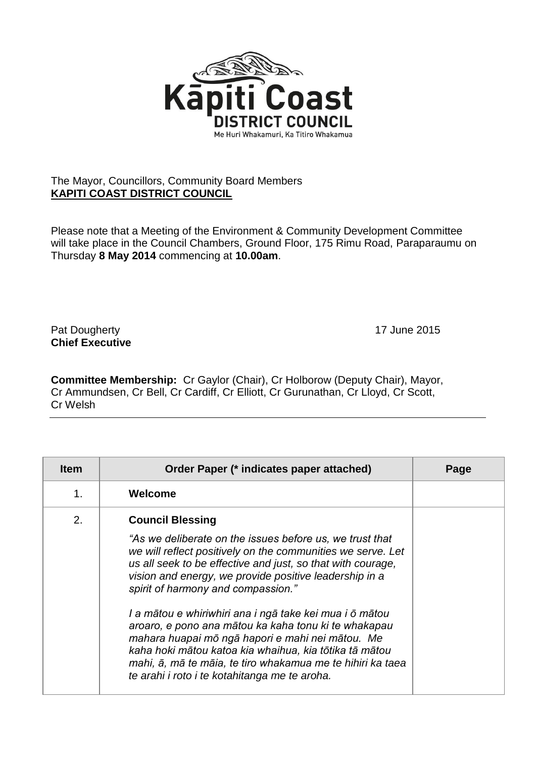The Mayor, Councillors, Community Board Members
**KAPITI COAST DISTRICT COUNCIL**

Please note that a Meeting of the Environment & Community Development Committee will take place in the Council Chambers, Ground Floor, 175 Rimu Road, Paraparaumu on Thursday **8 May 2014** commencing at **10.00am**.

Pat Dougherty
**Chief Executive**

17 June 2015

**Committee Membership:** Cr Gaylor (Chair), Cr Holborow (Deputy Chair), Mayor, Cr Ammundsen, Cr Bell, Cr Cardiff, Cr Elliott, Cr Gurunathan, Cr Lloyd, Cr Scott, Cr Welsh

| Item | Order Paper (* indicates paper attached) | Page |
|---|---|---|
| 1. | **Welcome** | |
| 2. | **Council Blessing**<br>*"As we deliberate on the issues before us, we trust that we will reflect positively on the communities we serve. Let us all seek to be effective and just, so that with courage, vision and energy, we provide positive leadership in a spirit of harmony and compassion."*<br>*I a mātou e whiriwhiri ana i ngā take kei mua i ō mātou aroaro, e pono ana mātou ka kaha tonu ki te whakapau mahara huapai mō ngā hapori e mahi nei mātou. Me kaha hoki mātou katoa kia whaihua, kia tōtika tā mātou mahi, ā, mā te māia, te tiro whakamua me te hihiri ka taea te arahi i roto i te kotahitanga me te aroha.* | |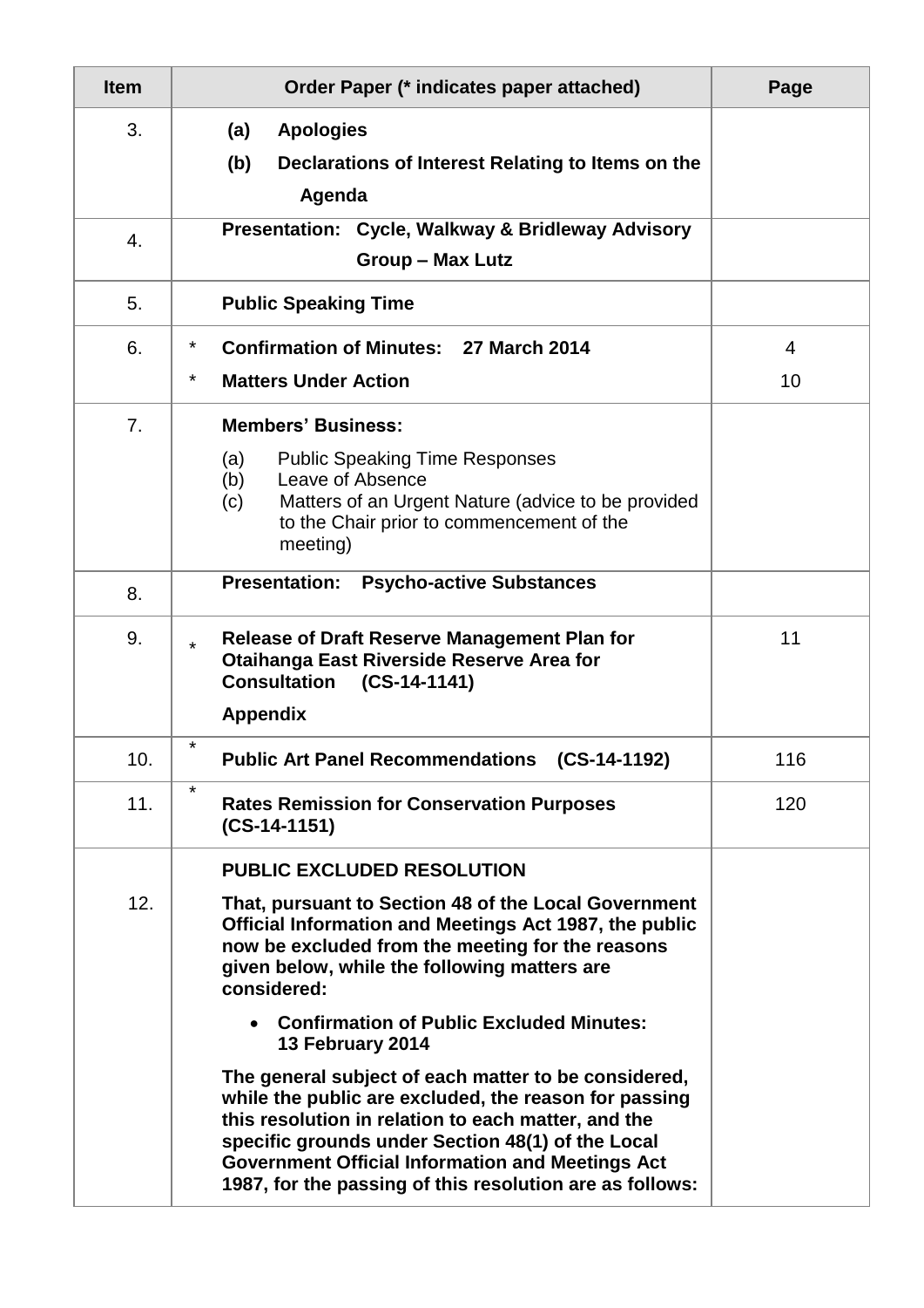| Item | Order Paper (* indicates paper attached) | Page |
|---|---|---|
| 3. | **(a) Apologies**<br>**(b) Declarations of Interest Relating to Items on the Agenda** | |
| 4. | **Presentation: Cycle, Walkway & Bridleway Advisory Group – Max Lutz** | |
| 5. | **Public Speaking Time** | |
| 6. | * **Confirmation of Minutes: 27 March 2014**<br>* **Matters Under Action** | 4<br>10 |
| 7. | **Members' Business:**<br>(a) Public Speaking Time Responses<br>(b) Leave of Absence<br>(c) Matters of an Urgent Nature (advice to be provided to the Chair prior to commencement of the meeting) | |
| 8. | **Presentation: Psycho-active Substances** | |
| 9. | * **Release of Draft Reserve Management Plan for Otaihanga East Riverside Reserve Area for Consultation (CS-14-1141)**<br>**Appendix** | 11 |
| 10. | * **Public Art Panel Recommendations (CS-14-1192)** | 116 |
| 11. | * **Rates Remission for Conservation Purposes (CS-14-1151)** | 120 |
| 12. | **PUBLIC EXCLUDED RESOLUTION**<br>**That, pursuant to Section 48 of the Local Government Official Information and Meetings Act 1987, the public now be excluded from the meeting for the reasons given below, while the following matters are considered:**<br>• **Confirmation of Public Excluded Minutes: 13 February 2014**<br>**The general subject of each matter to be considered, while the public are excluded, the reason for passing this resolution in relation to each matter, and the specific grounds under Section 48(1) of the Local Government Official Information and Meetings Act 1987, for the passing of this resolution are as follows:** | |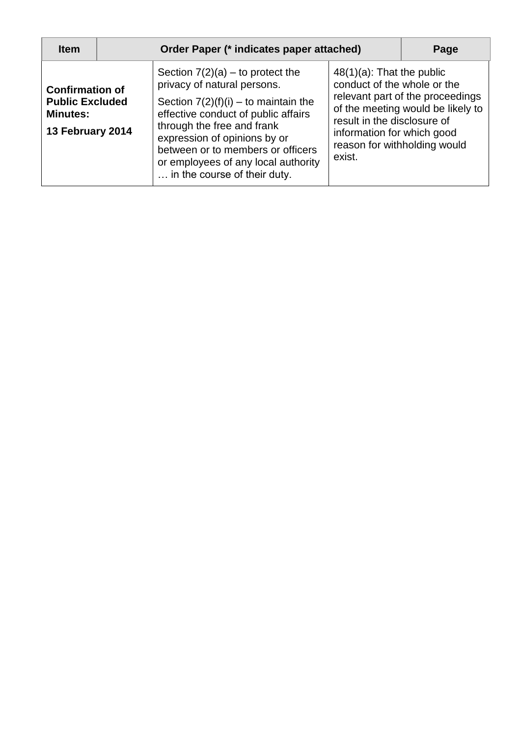| Item | Order Paper (* indicates paper attached) | | Page |
|---|---|---|---|
| **Confirmation of Public Excluded Minutes: 13 February 2014** | Section 7(2)(a) – to protect the privacy of natural persons.<br><br>Section 7(2)(f)(i) – to maintain the effective conduct of public affairs through the free and frank expression of opinions by or between or to members or officers or employees of any local authority … in the course of their duty. | 48(1)(a): That the public conduct of the whole or the relevant part of the proceedings of the meeting would be likely to result in the disclosure of information for which good reason for withholding would exist. | |